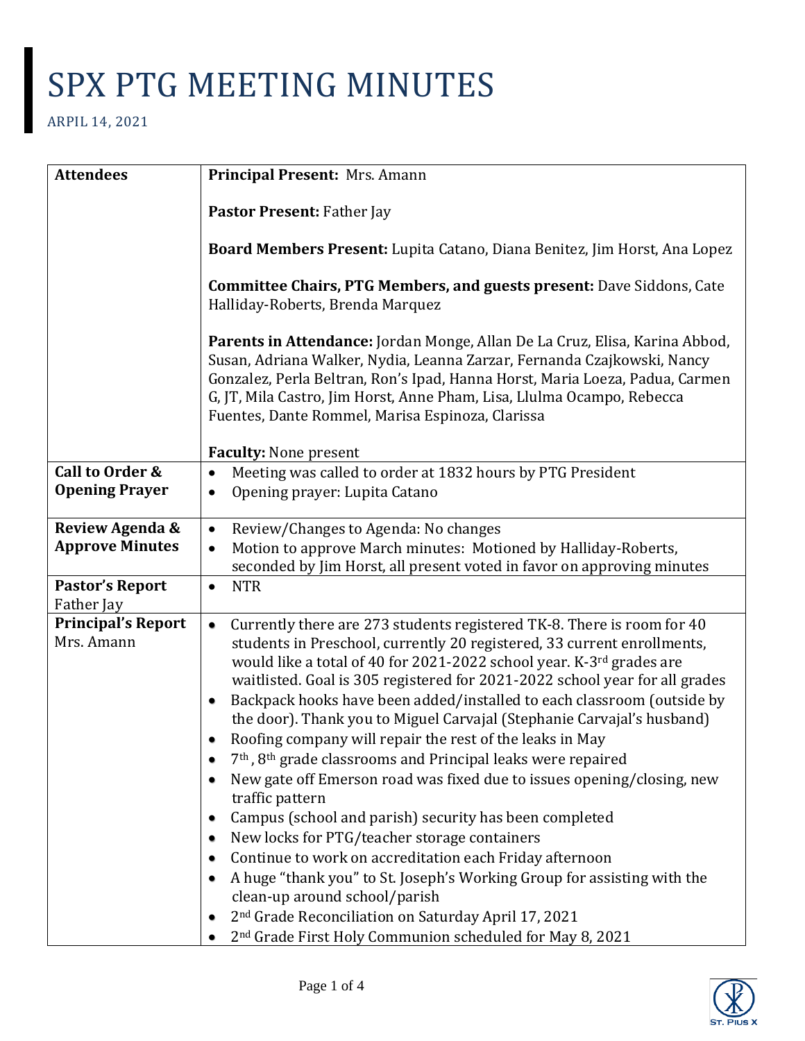# SPX PTG MEETING MINUTES

ARPIL 14, 2021

| | |
|---|---|
| **Attendees** | **Principal Present:** Mrs. Amann<br><br>**Pastor Present:** Father Jay<br><br>**Board Members Present:** Lupita Catano, Diana Benitez, Jim Horst, Ana Lopez<br><br>**Committee Chairs, PTG Members, and guests present:** Dave Siddons, Cate Halliday-Roberts, Brenda Marquez<br><br>**Parents in Attendance:** Jordan Monge, Allan De La Cruz, Elisa, Karina Abbod, Susan, Adriana Walker, Nydia, Leanna Zarzar, Fernanda Czajkowski, Nancy Gonzalez, Perla Beltran, Ron's Ipad, Hanna Horst, Maria Loeza, Padua, Carmen G, JT, Mila Castro, Jim Horst, Anne Pham, Lisa, Llulma Ocampo, Rebecca Fuentes, Dante Rommel, Marisa Espinoza, Clarissa<br><br>**Faculty:** None present |
| **Call to Order & Opening Prayer** | • Meeting was called to order at 1832 hours by PTG President<br>• Opening prayer: Lupita Catano |
| **Review Agenda & Approve Minutes** | • Review/Changes to Agenda: No changes<br>• Motion to approve March minutes: Motioned by Halliday-Roberts, seconded by Jim Horst, all present voted in favor on approving minutes |
| **Pastor's Report** Father Jay | • NTR |
| **Principal's Report** Mrs. Amann | • Currently there are 273 students registered TK-8. There is room for 40 students in Preschool, currently 20 registered, 33 current enrollments, would like a total of 40 for 2021-2022 school year. K-3rd grades are waitlisted. Goal is 305 registered for 2021-2022 school year for all grades<br>• Backpack hooks have been added/installed to each classroom (outside by the door). Thank you to Miguel Carvajal (Stephanie Carvajal's husband)<br>• Roofing company will repair the rest of the leaks in May<br>• 7th , 8th grade classrooms and Principal leaks were repaired<br>• New gate off Emerson road was fixed due to issues opening/closing, new traffic pattern<br>• Campus (school and parish) security has been completed<br>• New locks for PTG/teacher storage containers<br>• Continue to work on accreditation each Friday afternoon<br>• A huge "thank you" to St. Joseph's Working Group for assisting with the clean-up around school/parish<br>• 2nd Grade Reconciliation on Saturday April 17, 2021<br>• 2nd Grade First Holy Communion scheduled for May 8, 2021 |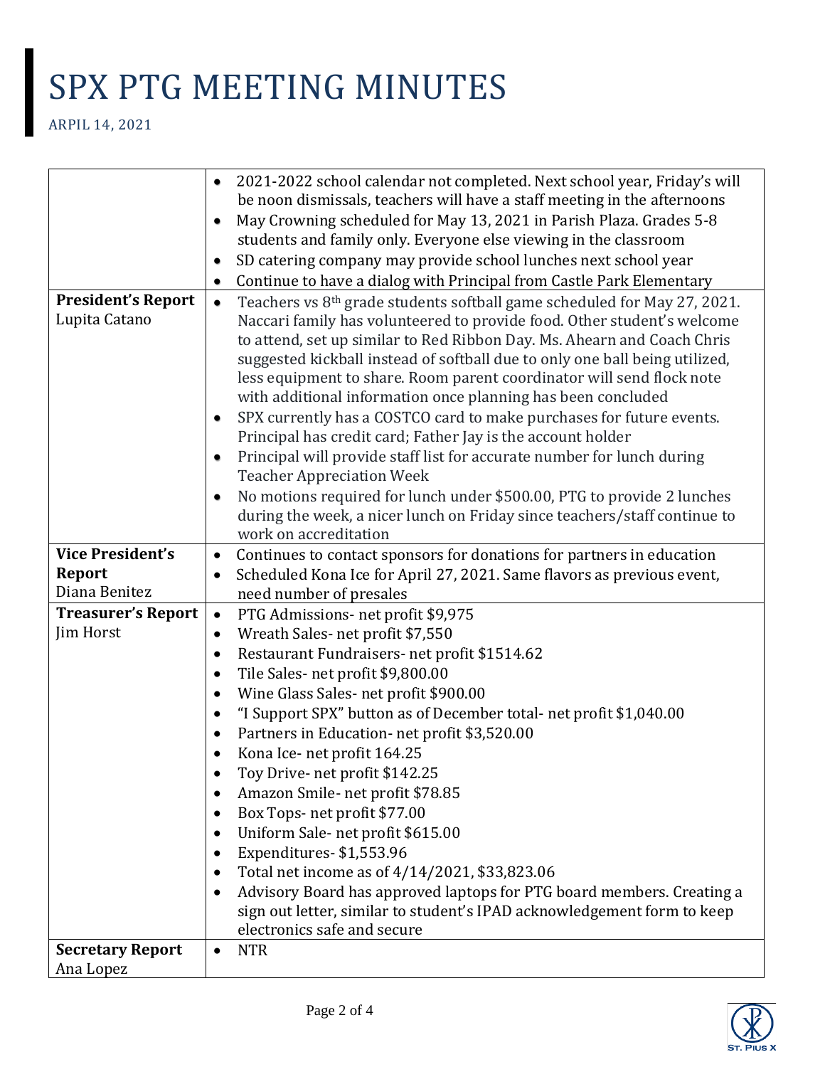# SPX PTG MEETING MINUTES

ARPIL 14, 2021

| | |
|---|---|
| | • 2021-2022 school calendar not completed. Next school year, Friday's will be noon dismissals, teachers will have a staff meeting in the afternoons<br>• May Crowning scheduled for May 13, 2021 in Parish Plaza. Grades 5-8 students and family only. Everyone else viewing in the classroom<br>• SD catering company may provide school lunches next school year<br>• Continue to have a dialog with Principal from Castle Park Elementary |
| **President's Report**<br>Lupita Catano | • Teachers vs 8th grade students softball game scheduled for May 27, 2021. Naccari family has volunteered to provide food. Other student's welcome to attend, set up similar to Red Ribbon Day. Ms. Ahearn and Coach Chris suggested kickball instead of softball due to only one ball being utilized, less equipment to share. Room parent coordinator will send flock note with additional information once planning has been concluded<br>• SPX currently has a COSTCO card to make purchases for future events. Principal has credit card; Father Jay is the account holder<br>• Principal will provide staff list for accurate number for lunch during Teacher Appreciation Week<br>• No motions required for lunch under $500.00, PTG to provide 2 lunches during the week, a nicer lunch on Friday since teachers/staff continue to work on accreditation |
| **Vice President's Report**<br>Diana Benitez | • Continues to contact sponsors for donations for partners in education<br>• Scheduled Kona Ice for April 27, 2021. Same flavors as previous event, need number of presales |
| **Treasurer's Report**<br>Jim Horst | • PTG Admissions- net profit $9,975<br>• Wreath Sales- net profit $7,550<br>• Restaurant Fundraisers- net profit $1514.62<br>• Tile Sales- net profit $9,800.00<br>• Wine Glass Sales- net profit $900.00<br>• "I Support SPX" button as of December total- net profit $1,040.00<br>• Partners in Education- net profit $3,520.00<br>• Kona Ice- net profit 164.25<br>• Toy Drive- net profit $142.25<br>• Amazon Smile- net profit $78.85<br>• Box Tops- net profit $77.00<br>• Uniform Sale- net profit $615.00<br>• Expenditures- $1,553.96<br>• Total net income as of 4/14/2021, $33,823.06<br>• Advisory Board has approved laptops for PTG board members. Creating a sign out letter, similar to student's IPAD acknowledgement form to keep electronics safe and secure |
| **Secretary Report**<br>Ana Lopez | • NTR |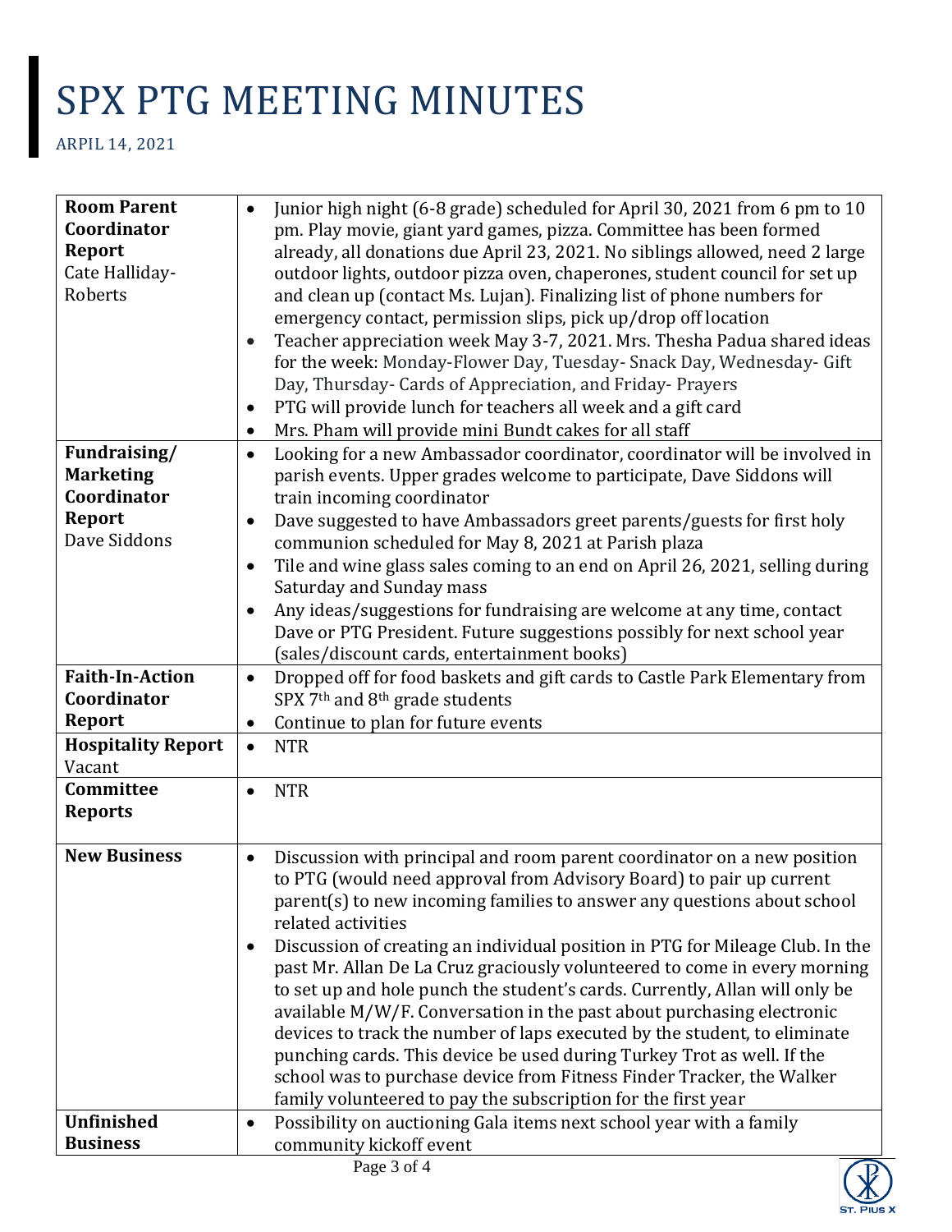# SPX PTG MEETING MINUTES

ARPIL 14, 2021

| | |
|---|---|
| **Room Parent Coordinator Report** Cate Halliday-Roberts | • Junior high night (6-8 grade) scheduled for April 30, 2021 from 6 pm to 10 pm. Play movie, giant yard games, pizza. Committee has been formed already, all donations due April 23, 2021. No siblings allowed, need 2 large outdoor lights, outdoor pizza oven, chaperones, student council for set up and clean up (contact Ms. Lujan). Finalizing list of phone numbers for emergency contact, permission slips, pick up/drop off location<br>• Teacher appreciation week May 3-7, 2021. Mrs. Thesha Padua shared ideas for the week: Monday-Flower Day, Tuesday- Snack Day, Wednesday- Gift Day, Thursday- Cards of Appreciation, and Friday- Prayers<br>• PTG will provide lunch for teachers all week and a gift card<br>• Mrs. Pham will provide mini Bundt cakes for all staff |
| **Fundraising/ Marketing Coordinator Report** Dave Siddons | • Looking for a new Ambassador coordinator, coordinator will be involved in parish events. Upper grades welcome to participate, Dave Siddons will train incoming coordinator<br>• Dave suggested to have Ambassadors greet parents/guests for first holy communion scheduled for May 8, 2021 at Parish plaza<br>• Tile and wine glass sales coming to an end on April 26, 2021, selling during Saturday and Sunday mass<br>• Any ideas/suggestions for fundraising are welcome at any time, contact Dave or PTG President. Future suggestions possibly for next school year (sales/discount cards, entertainment books) |
| **Faith-In-Action Coordinator Report** | • Dropped off for food baskets and gift cards to Castle Park Elementary from SPX 7th and 8th grade students<br>• Continue to plan for future events |
| **Hospitality Report** Vacant | • NTR |
| **Committee Reports** | • NTR |
| **New Business** | • Discussion with principal and room parent coordinator on a new position to PTG (would need approval from Advisory Board) to pair up current parent(s) to new incoming families to answer any questions about school related activities<br>• Discussion of creating an individual position in PTG for Mileage Club. In the past Mr. Allan De La Cruz graciously volunteered to come in every morning to set up and hole punch the student's cards. Currently, Allan will only be available M/W/F. Conversation in the past about purchasing electronic devices to track the number of laps executed by the student, to eliminate punching cards. This device be used during Turkey Trot as well. If the school was to purchase device from Fitness Finder Tracker, the Walker family volunteered to pay the subscription for the first year |
| **Unfinished Business** | • Possibility on auctioning Gala items next school year with a family community kickoff event |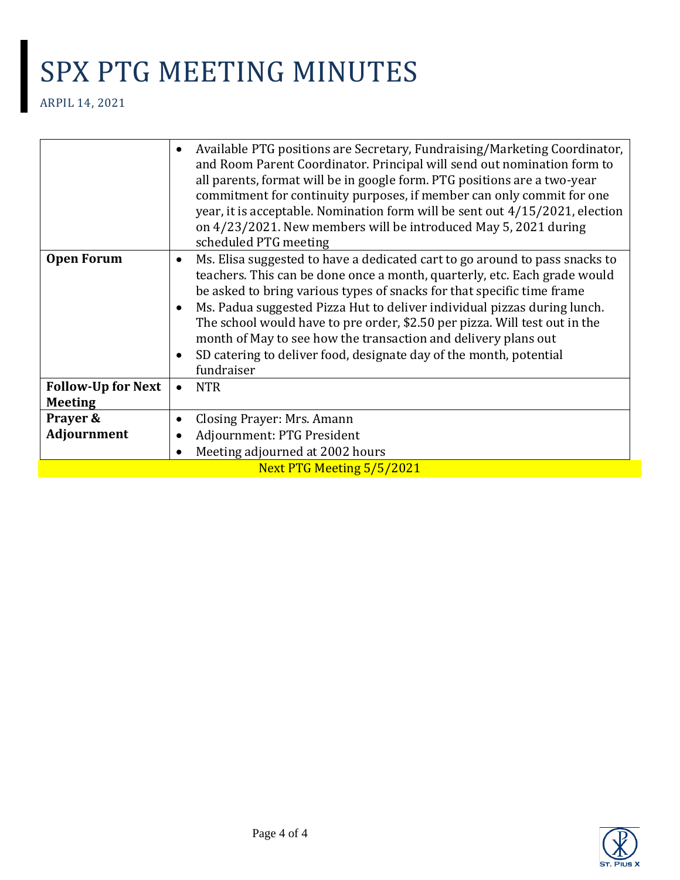# SPX PTG MEETING MINUTES

ARPIL 14, 2021

| | |
|---|---|
| | • Available PTG positions are Secretary, Fundraising/Marketing Coordinator, and Room Parent Coordinator. Principal will send out nomination form to all parents, format will be in google form. PTG positions are a two-year commitment for continuity purposes, if member can only commit for one year, it is acceptable. Nomination form will be sent out 4/15/2021, election on 4/23/2021. New members will be introduced May 5, 2021 during scheduled PTG meeting |
| **Open Forum** | • Ms. Elisa suggested to have a dedicated cart to go around to pass snacks to teachers. This can be done once a month, quarterly, etc. Each grade would be asked to bring various types of snacks for that specific time frame<br>• Ms. Padua suggested Pizza Hut to deliver individual pizzas during lunch. The school would have to pre order, $2.50 per pizza. Will test out in the month of May to see how the transaction and delivery plans out<br>• SD catering to deliver food, designate day of the month, potential fundraiser |
| **Follow-Up for Next Meeting** | • NTR |
| **Prayer & Adjournment** | • Closing Prayer: Mrs. Amann<br>• Adjournment: PTG President<br>• Meeting adjourned at 2002 hours |

Next PTG Meeting 5/5/2021